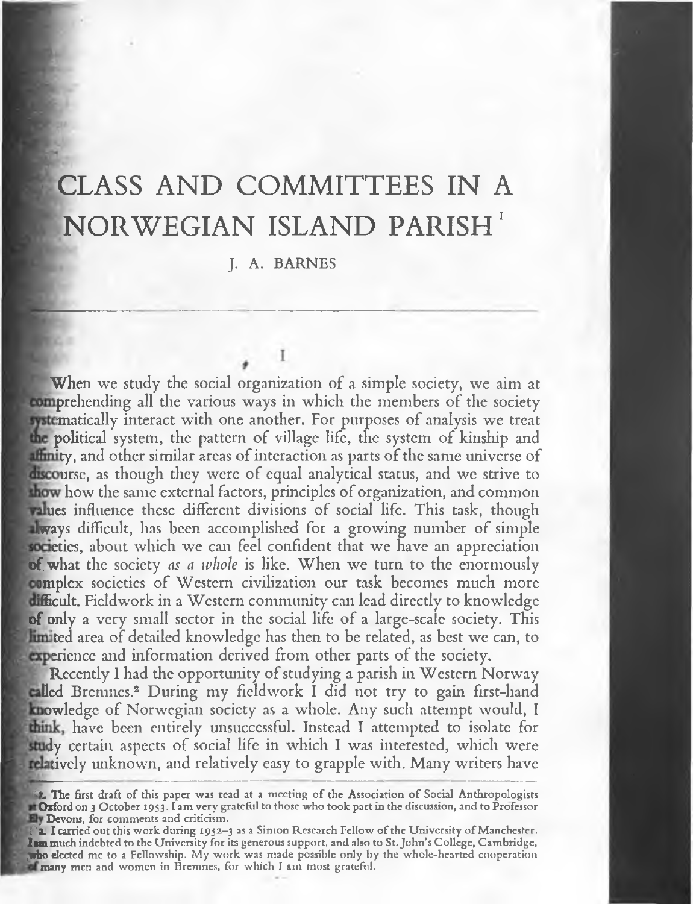# CLASS AND COMMITTEES IN A NORWEGIAN ISLAND PARISH[1]

J. A. BARNES

## I

When we study the social organization of a simple society, we aim at comprehending all the various ways in which the members of the society systematically interact with one another. For purposes of analysis we treat the political system, the pattern of village life, the system of kinship and affinity, and other similar areas of interaction as parts of the same universe of discourse, as though they were of equal analytical status, and we strive to show how the same external factors, principles of organization, and common values influence these different divisions of social life. This task, though always difficult, has been accomplished for a growing number of simple societies, about which we can feel confident that we have an appreciation of what the society *as a whole* is like. When we turn to the enormously complex societies of Western civilization our task becomes much more difficult. Fieldwork in a Western community can lead directly to knowledge of only a very small sector in the social life of a large-scale society. This limited area of detailed knowledge has then to be related, as best we can, to experience and information derived from other parts of the society.

Recently I had the opportunity of studying a parish in Western Norway called Bremnes.[2] During my fieldwork I did not try to gain first-hand knowledge of Norwegian society as a whole. Any such attempt would, I think, have been entirely unsuccessful. Instead I attempted to isolate for study certain aspects of social life in which I was interested, which were relatively unknown, and relatively easy to grapple with. Many writers have

---

1. The first draft of this paper was read at a meeting of the Association of Social Anthropologists at Oxford on 3 October 1953. I am very grateful to those who took part in the discussion, and to Professor Ely Devons, for comments and criticism.

2. I carried out this work during 1952–3 as a Simon Research Fellow of the University of Manchester. I am much indebted to the University for its generous support, and also to St. John's College, Cambridge, who elected me to a Fellowship. My work was made possible only by the whole-hearted cooperation of many men and women in Bremnes, for which I am most grateful.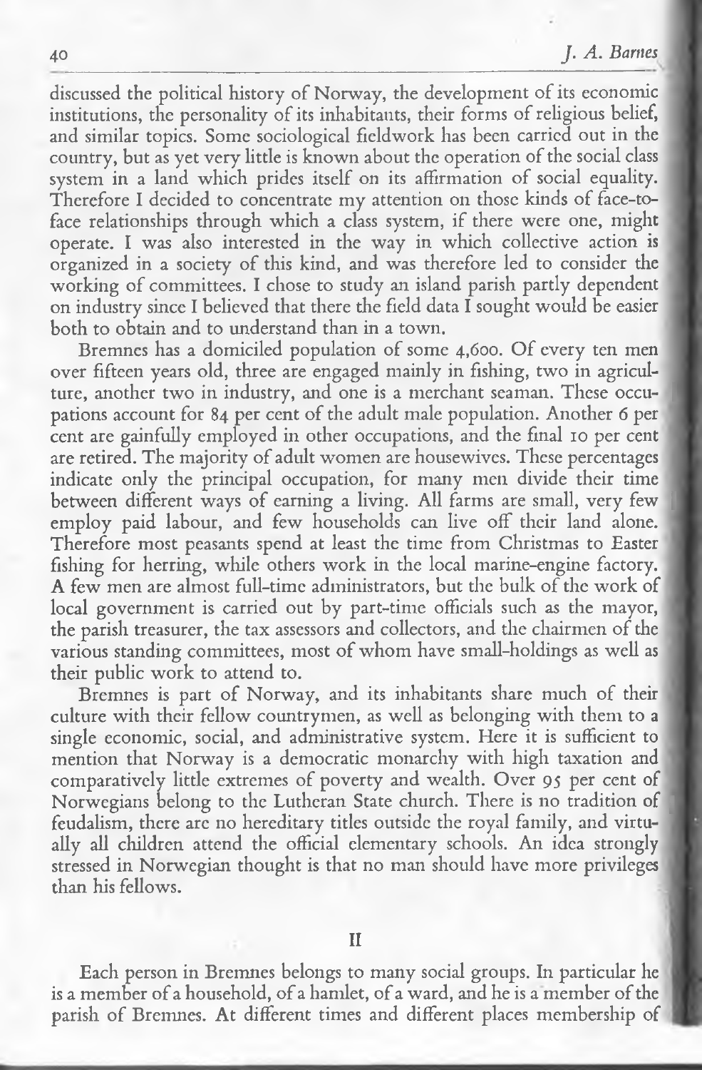discussed the political history of Norway, the development of its economic institutions, the personality of its inhabitants, their forms of religious belief, and similar topics. Some sociological fieldwork has been carried out in the country, but as yet very little is known about the operation of the social class system in a land which prides itself on its affirmation of social equality. Therefore I decided to concentrate my attention on those kinds of face-to-face relationships through which a class system, if there were one, might operate. I was also interested in the way in which collective action is organized in a society of this kind, and was therefore led to consider the working of committees. I chose to study an island parish partly dependent on industry since I believed that there the field data I sought would be easier both to obtain and to understand than in a town.

Bremnes has a domiciled population of some 4,600. Of every ten men over fifteen years old, three are engaged mainly in fishing, two in agriculture, another two in industry, and one is a merchant seaman. These occupations account for 84 per cent of the adult male population. Another 6 per cent are gainfully employed in other occupations, and the final 10 per cent are retired. The majority of adult women are housewives. These percentages indicate only the principal occupation, for many men divide their time between different ways of earning a living. All farms are small, very few employ paid labour, and few households can live off their land alone. Therefore most peasants spend at least the time from Christmas to Easter fishing for herring, while others work in the local marine-engine factory. A few men are almost full-time administrators, but the bulk of the work of local government is carried out by part-time officials such as the mayor, the parish treasurer, the tax assessors and collectors, and the chairmen of the various standing committees, most of whom have small-holdings as well as their public work to attend to.

Bremnes is part of Norway, and its inhabitants share much of their culture with their fellow countrymen, as well as belonging with them to a single economic, social, and administrative system. Here it is sufficient to mention that Norway is a democratic monarchy with high taxation and comparatively little extremes of poverty and wealth. Over 95 per cent of Norwegians belong to the Lutheran State church. There is no tradition of feudalism, there are no hereditary titles outside the royal family, and virtually all children attend the official elementary schools. An idea strongly stressed in Norwegian thought is that no man should have more privileges than his fellows.

## II

Each person in Bremnes belongs to many social groups. In particular he is a member of a household, of a hamlet, of a ward, and he is a member of the parish of Bremnes. At different times and different places membership of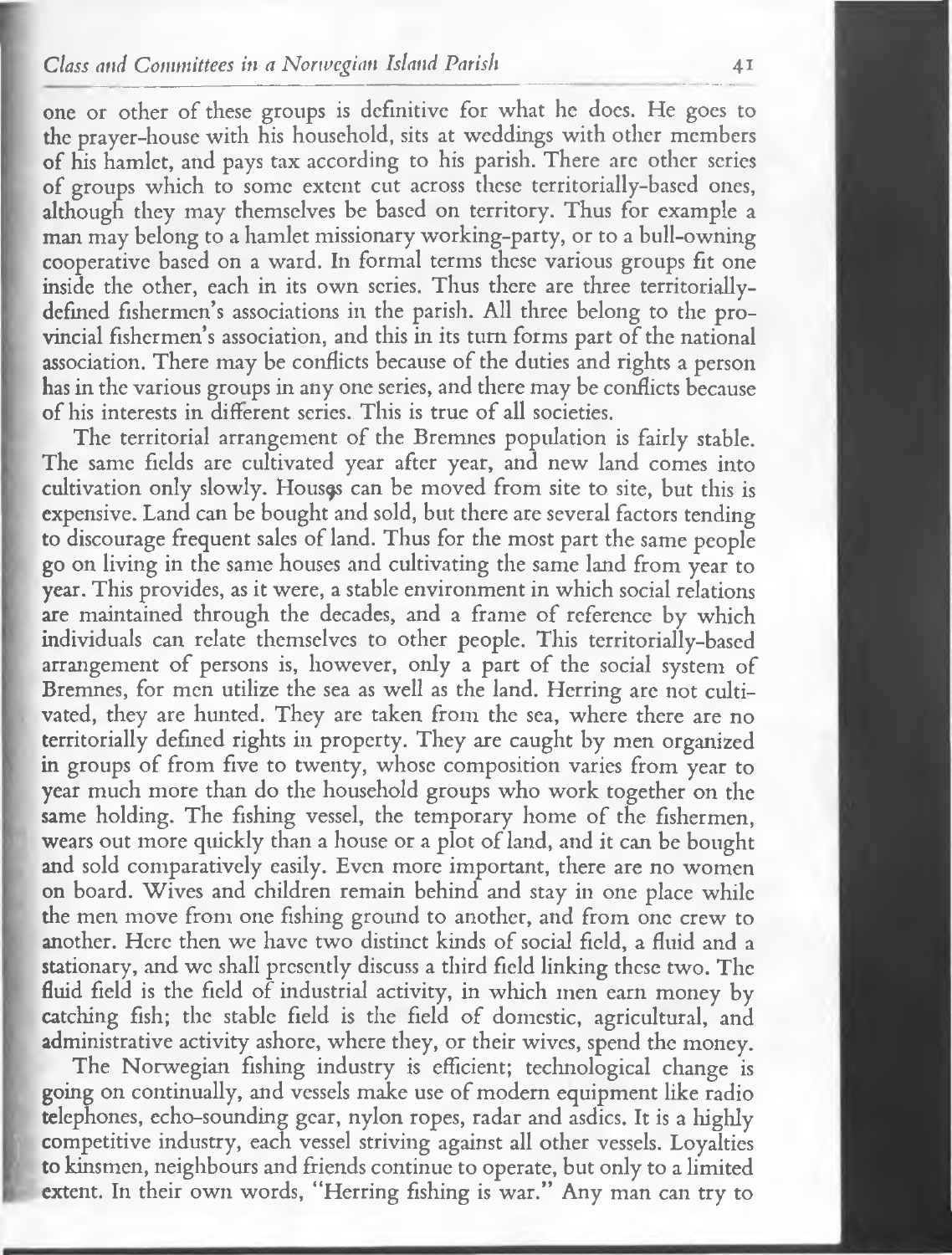one or other of these groups is definitive for what he does. He goes to the prayer-house with his household, sits at weddings with other members of his hamlet, and pays tax according to his parish. There are other series of groups which to some extent cut across these territorially-based ones, although they may themselves be based on territory. Thus for example a man may belong to a hamlet missionary working-party, or to a bull-owning cooperative based on a ward. In formal terms these various groups fit one inside the other, each in its own series. Thus there are three territorially-defined fishermen's associations in the parish. All three belong to the provincial fishermen's association, and this in its turn forms part of the national association. There may be conflicts because of the duties and rights a person has in the various groups in any one series, and there may be conflicts because of his interests in different series. This is true of all societies.

The territorial arrangement of the Bremnes population is fairly stable. The same fields are cultivated year after year, and new land comes into cultivation only slowly. Houses can be moved from site to site, but this is expensive. Land can be bought and sold, but there are several factors tending to discourage frequent sales of land. Thus for the most part the same people go on living in the same houses and cultivating the same land from year to year. This provides, as it were, a stable environment in which social relations are maintained through the decades, and a frame of reference by which individuals can relate themselves to other people. This territorially-based arrangement of persons is, however, only a part of the social system of Bremnes, for men utilize the sea as well as the land. Herring are not cultivated, they are hunted. They are taken from the sea, where there are no territorially defined rights in property. They are caught by men organized in groups of from five to twenty, whose composition varies from year to year much more than do the household groups who work together on the same holding. The fishing vessel, the temporary home of the fishermen, wears out more quickly than a house or a plot of land, and it can be bought and sold comparatively easily. Even more important, there are no women on board. Wives and children remain behind and stay in one place while the men move from one fishing ground to another, and from one crew to another. Here then we have two distinct kinds of social field, a fluid and a stationary, and we shall presently discuss a third field linking these two. The fluid field is the field of industrial activity, in which men earn money by catching fish; the stable field is the field of domestic, agricultural, and administrative activity ashore, where they, or their wives, spend the money.

The Norwegian fishing industry is efficient; technological change is going on continually, and vessels make use of modern equipment like radio telephones, echo-sounding gear, nylon ropes, radar and asdics. It is a highly competitive industry, each vessel striving against all other vessels. Loyalties to kinsmen, neighbours and friends continue to operate, but only to a limited extent. In their own words, "Herring fishing is war." Any man can try to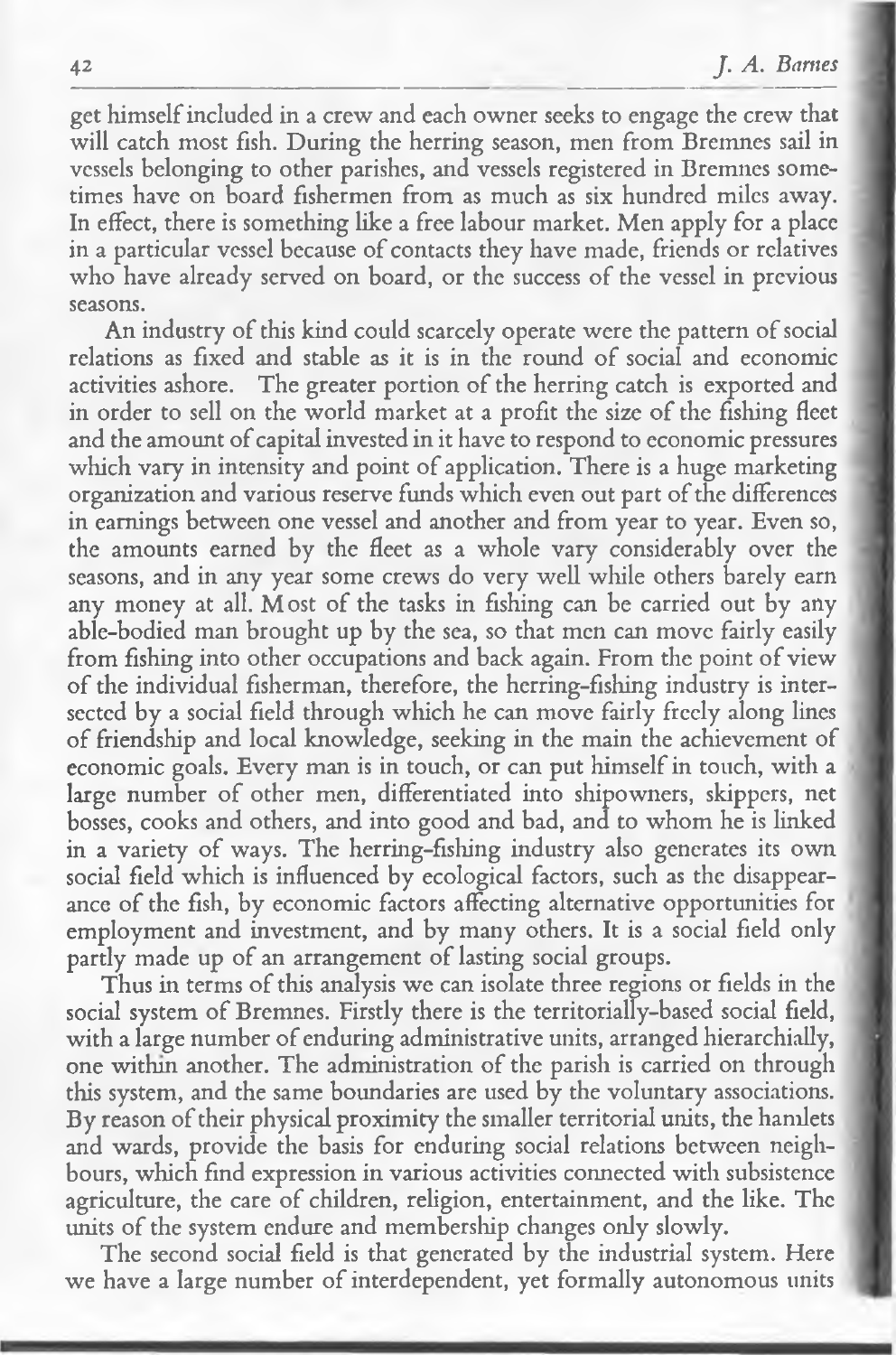get himself included in a crew and each owner seeks to engage the crew that will catch most fish. During the herring season, men from Bremnes sail in vessels belonging to other parishes, and vessels registered in Bremnes sometimes have on board fishermen from as much as six hundred miles away. In effect, there is something like a free labour market. Men apply for a place in a particular vessel because of contacts they have made, friends or relatives who have already served on board, or the success of the vessel in previous seasons.

An industry of this kind could scarcely operate were the pattern of social relations as fixed and stable as it is in the round of social and economic activities ashore. The greater portion of the herring catch is exported and in order to sell on the world market at a profit the size of the fishing fleet and the amount of capital invested in it have to respond to economic pressures which vary in intensity and point of application. There is a huge marketing organization and various reserve funds which even out part of the differences in earnings between one vessel and another and from year to year. Even so, the amounts earned by the fleet as a whole vary considerably over the seasons, and in any year some crews do very well while others barely earn any money at all. Most of the tasks in fishing can be carried out by any able-bodied man brought up by the sea, so that men can move fairly easily from fishing into other occupations and back again. From the point of view of the individual fisherman, therefore, the herring-fishing industry is intersected by a social field through which he can move fairly freely along lines of friendship and local knowledge, seeking in the main the achievement of economic goals. Every man is in touch, or can put himself in touch, with a large number of other men, differentiated into shipowners, skippers, net bosses, cooks and others, and into good and bad, and to whom he is linked in a variety of ways. The herring-fishing industry also generates its own social field which is influenced by ecological factors, such as the disappearance of the fish, by economic factors affecting alternative opportunities for employment and investment, and by many others. It is a social field only partly made up of an arrangement of lasting social groups.

Thus in terms of this analysis we can isolate three regions or fields in the social system of Bremnes. Firstly there is the territorially-based social field, with a large number of enduring administrative units, arranged hierarchially, one within another. The administration of the parish is carried on through this system, and the same boundaries are used by the voluntary associations. By reason of their physical proximity the smaller territorial units, the hamlets and wards, provide the basis for enduring social relations between neighbours, which find expression in various activities connected with subsistence agriculture, the care of children, religion, entertainment, and the like. The units of the system endure and membership changes only slowly.

The second social field is that generated by the industrial system. Here we have a large number of interdependent, yet formally autonomous units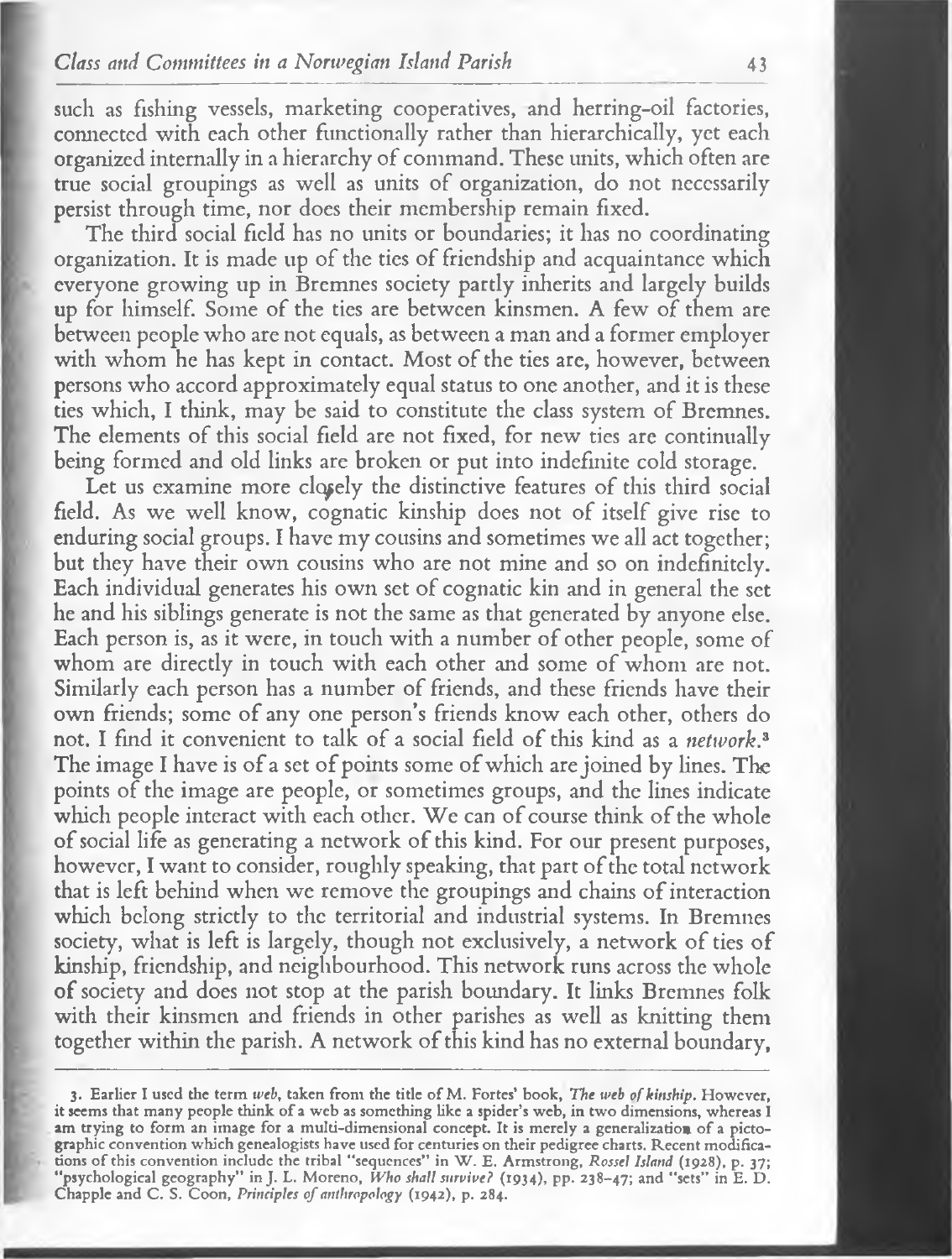such as fishing vessels, marketing cooperatives, and herring-oil factories, connected with each other functionally rather than hierarchically, yet each organized internally in a hierarchy of command. These units, which often are true social groupings as well as units of organization, do not necessarily persist through time, nor does their membership remain fixed.

The third social field has no units or boundaries; it has no coordinating organization. It is made up of the ties of friendship and acquaintance which everyone growing up in Bremnes society partly inherits and largely builds up for himself. Some of the ties are between kinsmen. A few of them are between people who are not equals, as between a man and a former employer with whom he has kept in contact. Most of the ties are, however, between persons who accord approximately equal status to one another, and it is these ties which, I think, may be said to constitute the class system of Bremnes. The elements of this social field are not fixed, for new ties are continually being formed and old links are broken or put into indefinite cold storage.

Let us examine more closely the distinctive features of this third social field. As we well know, cognatic kinship does not of itself give rise to enduring social groups. I have my cousins and sometimes we all act together; but they have their own cousins who are not mine and so on indefinitely. Each individual generates his own set of cognatic kin and in general the set he and his siblings generate is not the same as that generated by anyone else. Each person is, as it were, in touch with a number of other people, some of whom are directly in touch with each other and some of whom are not. Similarly each person has a number of friends, and these friends have their own friends; some of any one person's friends know each other, others do not. I find it convenient to talk of a social field of this kind as a *network*.[3] The image I have is of a set of points some of which are joined by lines. The points of the image are people, or sometimes groups, and the lines indicate which people interact with each other. We can of course think of the whole of social life as generating a network of this kind. For our present purposes, however, I want to consider, roughly speaking, that part of the total network that is left behind when we remove the groupings and chains of interaction which belong strictly to the territorial and industrial systems. In Bremnes society, what is left is largely, though not exclusively, a network of ties of kinship, friendship, and neighbourhood. This network runs across the whole of society and does not stop at the parish boundary. It links Bremnes folk with their kinsmen and friends in other parishes as well as knitting them together within the parish. A network of this kind has no external boundary,

---

3. Earlier I used the term *web*, taken from the title of M. Fortes' book, *The web of kinship*. However, it seems that many people think of a web as something like a spider's web, in two dimensions, whereas I am trying to form an image for a multi-dimensional concept. It is merely a generalization of a pictographic convention which genealogists have used for centuries on their pedigree charts. Recent modifications of this convention include the tribal "sequences" in W. E. Armstrong, *Rossel Island* (1928), p. 37; "psychological geography" in J. L. Moreno, *Who shall survive?* (1934), pp. 238–47; and "sets" in E. D. Chapple and C. S. Coon, *Principles of anthropology* (1942), p. 284.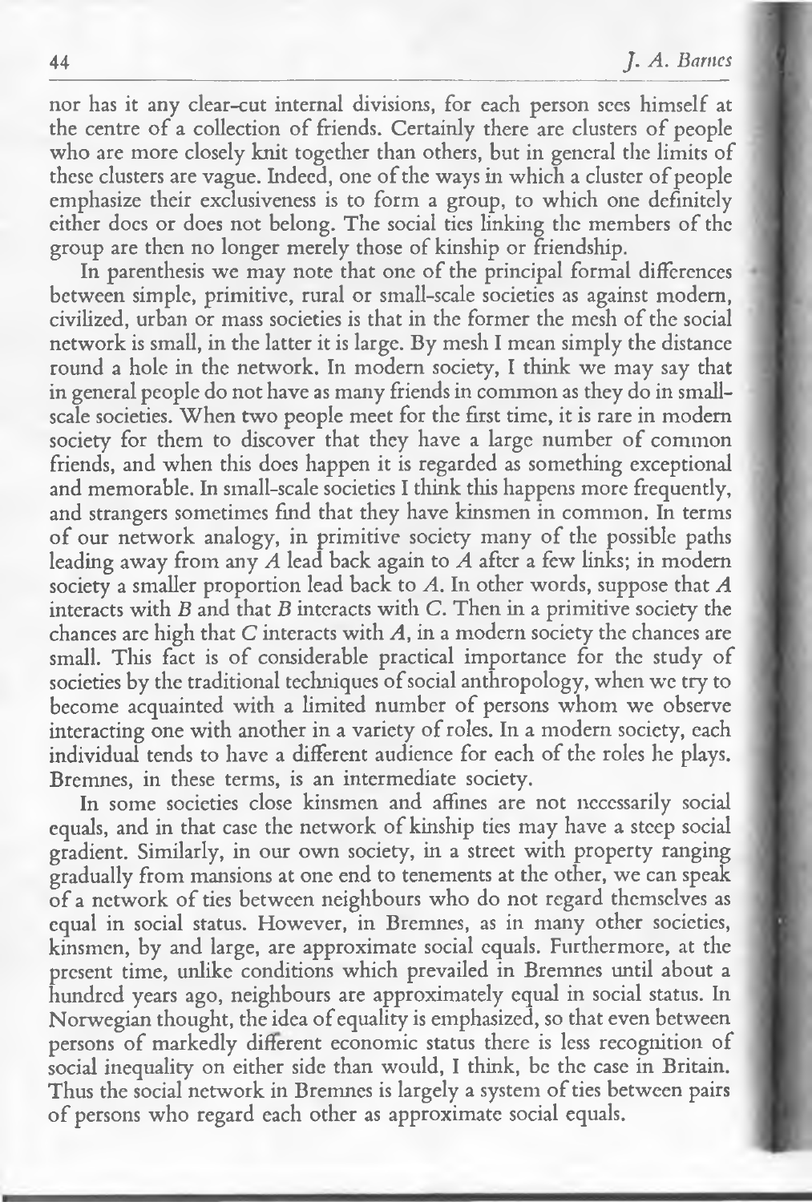nor has it any clear-cut internal divisions, for each person sees himself at the centre of a collection of friends. Certainly there are clusters of people who are more closely knit together than others, but in general the limits of these clusters are vague. Indeed, one of the ways in which a cluster of people emphasize their exclusiveness is to form a group, to which one definitely either does or does not belong. The social ties linking the members of the group are then no longer merely those of kinship or friendship.

In parenthesis we may note that one of the principal formal differences between simple, primitive, rural or small-scale societies as against modern, civilized, urban or mass societies is that in the former the mesh of the social network is small, in the latter it is large. By mesh I mean simply the distance round a hole in the network. In modern society, I think we may say that in general people do not have as many friends in common as they do in small-scale societies. When two people meet for the first time, it is rare in modern society for them to discover that they have a large number of common friends, and when this does happen it is regarded as something exceptional and memorable. In small-scale societies I think this happens more frequently, and strangers sometimes find that they have kinsmen in common. In terms of our network analogy, in primitive society many of the possible paths leading away from any *A* lead back again to *A* after a few links; in modern society a smaller proportion lead back to *A*. In other words, suppose that *A* interacts with *B* and that *B* interacts with *C*. Then in a primitive society the chances are high that *C* interacts with *A*, in a modern society the chances are small. This fact is of considerable practical importance for the study of societies by the traditional techniques of social anthropology, when we try to become acquainted with a limited number of persons whom we observe interacting one with another in a variety of roles. In a modern society, each individual tends to have a different audience for each of the roles he plays. Bremnes, in these terms, is an intermediate society.

In some societies close kinsmen and affines are not necessarily social equals, and in that case the network of kinship ties may have a steep social gradient. Similarly, in our own society, in a street with property ranging gradually from mansions at one end to tenements at the other, we can speak of a network of ties between neighbours who do not regard themselves as equal in social status. However, in Bremnes, as in many other societies, kinsmen, by and large, are approximate social equals. Furthermore, at the present time, unlike conditions which prevailed in Bremnes until about a hundred years ago, neighbours are approximately equal in social status. In Norwegian thought, the idea of equality is emphasized, so that even between persons of markedly different economic status there is less recognition of social inequality on either side than would, I think, be the case in Britain. Thus the social network in Bremnes is largely a system of ties between pairs of persons who regard each other as approximate social equals.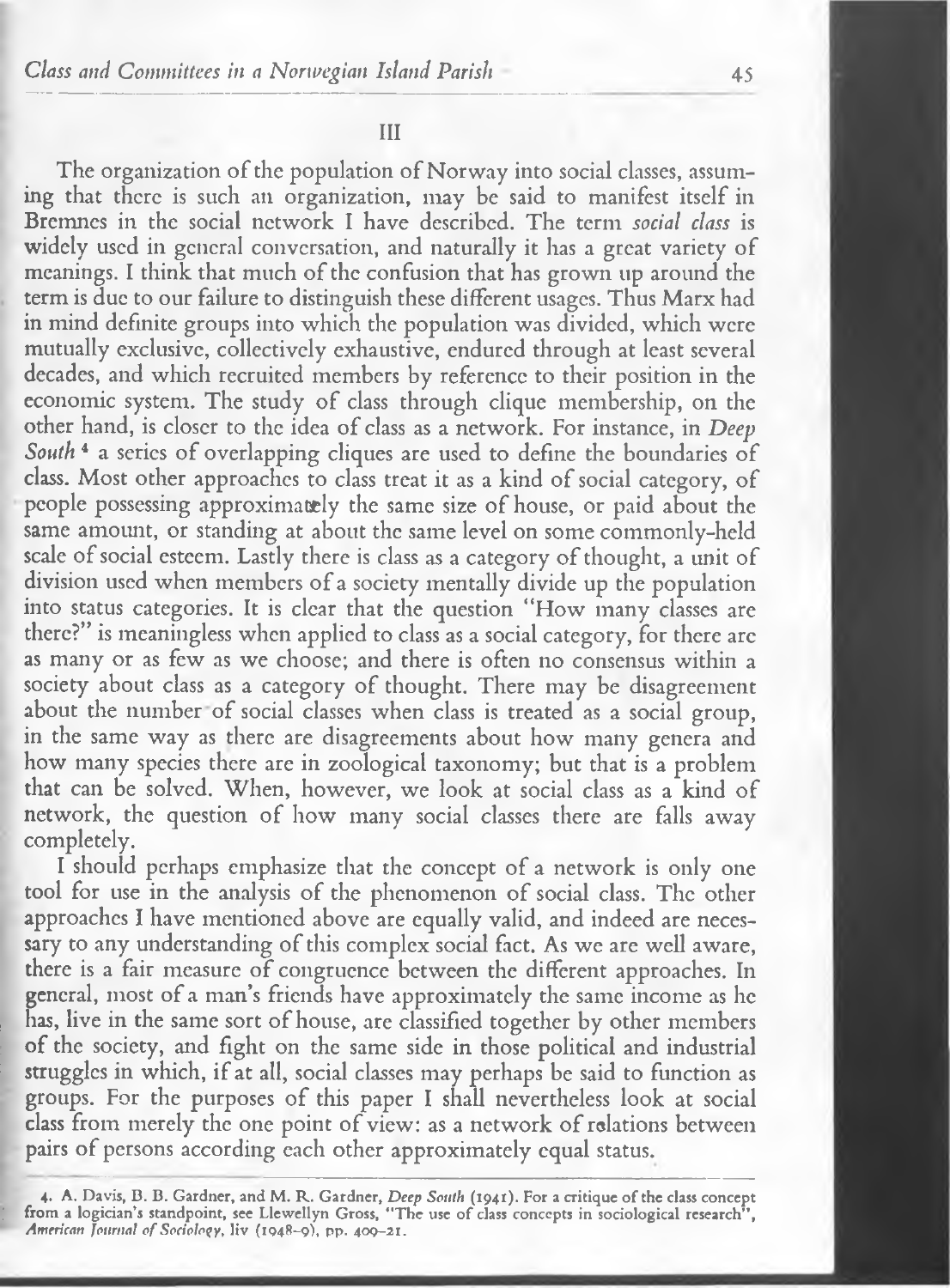## III

The organization of the population of Norway into social classes, assuming that there is such an organization, may be said to manifest itself in Bremnes in the social network I have described. The term *social class* is widely used in general conversation, and naturally it has a great variety of meanings. I think that much of the confusion that has grown up around the term is due to our failure to distinguish these different usages. Thus Marx had in mind definite groups into which the population was divided, which were mutually exclusive, collectively exhaustive, endured through at least several decades, and which recruited members by reference to their position in the economic system. The study of class through clique membership, on the other hand, is closer to the idea of class as a network. For instance, in *Deep South* [4] a series of overlapping cliques are used to define the boundaries of class. Most other approaches to class treat it as a kind of social category, of people possessing approximately the same size of house, or paid about the same amount, or standing at about the same level on some commonly-held scale of social esteem. Lastly there is class as a category of thought, a unit of division used when members of a society mentally divide up the population into status categories. It is clear that the question "How many classes are there?" is meaningless when applied to class as a social category, for there are as many or as few as we choose; and there is often no consensus within a society about class as a category of thought. There may be disagreement about the number of social classes when class is treated as a social group, in the same way as there are disagreements about how many genera and how many species there are in zoological taxonomy; but that is a problem that can be solved. When, however, we look at social class as a kind of network, the question of how many social classes there are falls away completely.

I should perhaps emphasize that the concept of a network is only one tool for use in the analysis of the phenomenon of social class. The other approaches I have mentioned above are equally valid, and indeed are necessary to any understanding of this complex social fact. As we are well aware, there is a fair measure of congruence between the different approaches. In general, most of a man's friends have approximately the same income as he has, live in the same sort of house, are classified together by other members of the society, and fight on the same side in those political and industrial struggles in which, if at all, social classes may perhaps be said to function as groups. For the purposes of this paper I shall nevertheless look at social class from merely the one point of view: as a network of relations between pairs of persons according each other approximately equal status.

---

4. A. Davis, B. B. Gardner, and M. R. Gardner, *Deep South* (1941). For a critique of the class concept from a logician's standpoint, see Llewellyn Gross, "The use of class concepts in sociological research", *American Journal of Sociology*, liv (1948–9), pp. 409–21.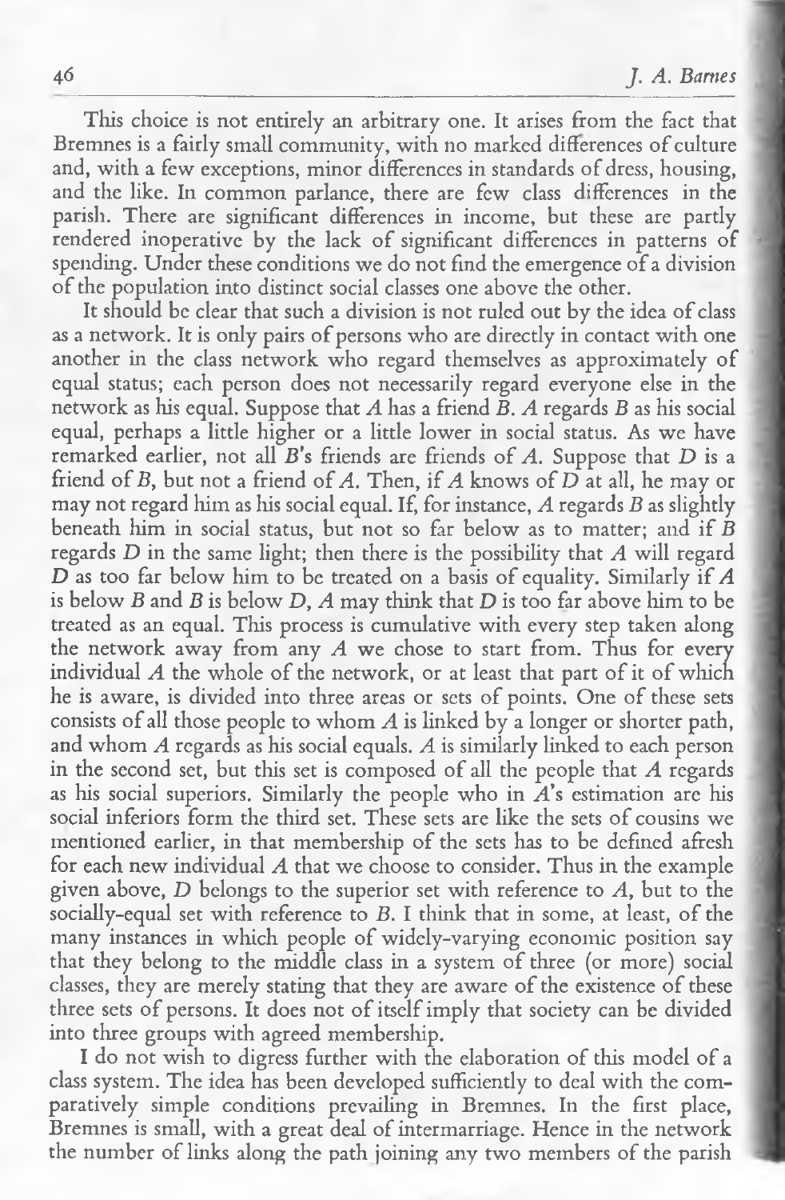This choice is not entirely an arbitrary one. It arises from the fact that Bremnes is a fairly small community, with no marked differences of culture and, with a few exceptions, minor differences in standards of dress, housing, and the like. In common parlance, there are few class differences in the parish. There are significant differences in income, but these are partly rendered inoperative by the lack of significant differences in patterns of spending. Under these conditions we do not find the emergence of a division of the population into distinct social classes one above the other.

It should be clear that such a division is not ruled out by the idea of class as a network. It is only pairs of persons who are directly in contact with one another in the class network who regard themselves as approximately of equal status; each person does not necessarily regard everyone else in the network as his equal. Suppose that *A* has a friend *B*. *A* regards *B* as his social equal, perhaps a little higher or a little lower in social status. As we have remarked earlier, not all *B*'s friends are friends of *A*. Suppose that *D* is a friend of *B*, but not a friend of *A*. Then, if *A* knows of *D* at all, he may or may not regard him as his social equal. If, for instance, *A* regards *B* as slightly beneath him in social status, but not so far below as to matter; and if *B* regards *D* in the same light; then there is the possibility that *A* will regard *D* as too far below him to be treated on a basis of equality. Similarly if *A* is below *B* and *B* is below *D*, *A* may think that *D* is too far above him to be treated as an equal. This process is cumulative with every step taken along the network away from any *A* we chose to start from. Thus for every individual *A* the whole of the network, or at least that part of it of which he is aware, is divided into three areas or sets of points. One of these sets consists of all those people to whom *A* is linked by a longer or shorter path, and whom *A* regards as his social equals. *A* is similarly linked to each person in the second set, but this set is composed of all the people that *A* regards as his social superiors. Similarly the people who in *A*'s estimation are his social inferiors form the third set. These sets are like the sets of cousins we mentioned earlier, in that membership of the sets has to be defined afresh for each new individual *A* that we choose to consider. Thus in the example given above, *D* belongs to the superior set with reference to *A*, but to the socially-equal set with reference to *B*. I think that in some, at least, of the many instances in which people of widely-varying economic position say that they belong to the middle class in a system of three (or more) social classes, they are merely stating that they are aware of the existence of these three sets of persons. It does not of itself imply that society can be divided into three groups with agreed membership.

I do not wish to digress further with the elaboration of this model of a class system. The idea has been developed sufficiently to deal with the comparatively simple conditions prevailing in Bremnes. In the first place, Bremnes is small, with a great deal of intermarriage. Hence in the network the number of links along the path joining any two members of the parish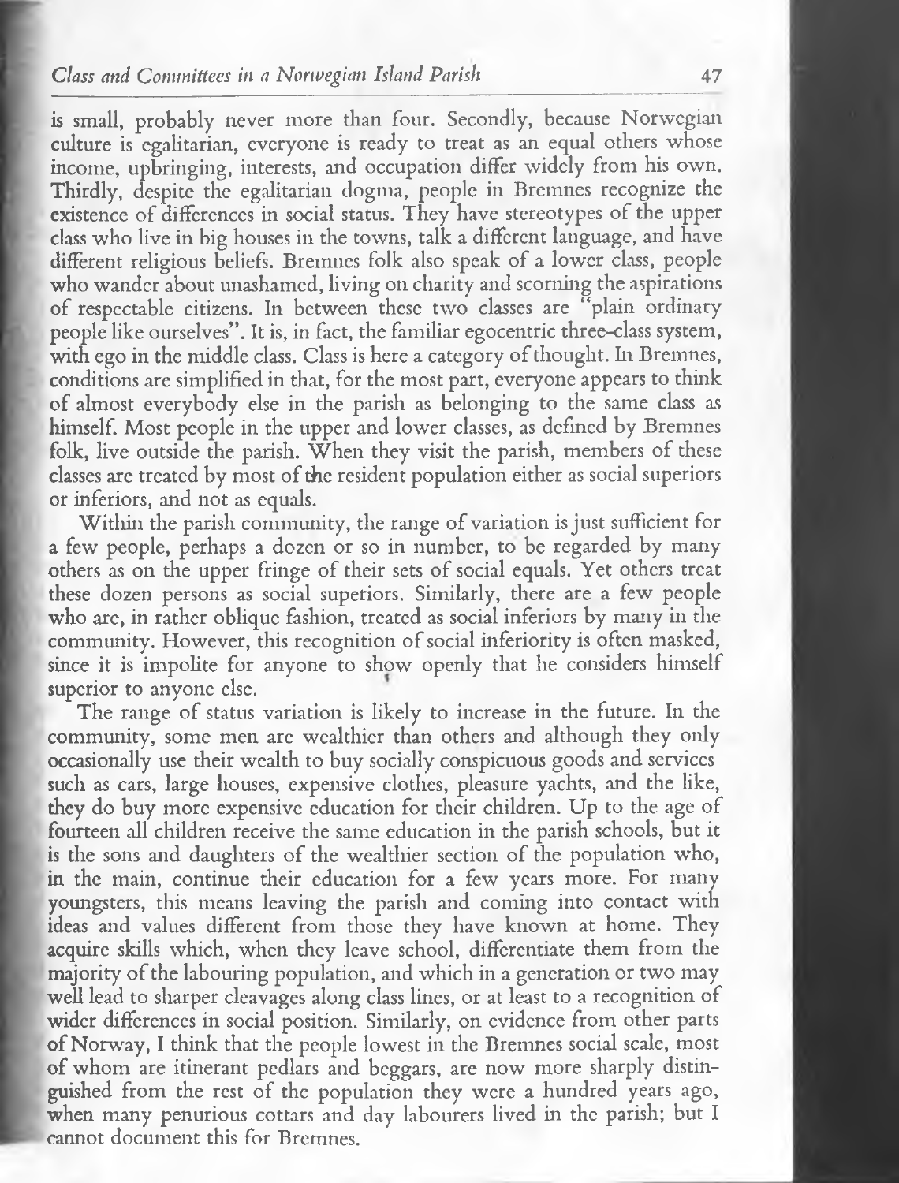is small, probably never more than four. Secondly, because Norwegian culture is egalitarian, everyone is ready to treat as an equal others whose income, upbringing, interests, and occupation differ widely from his own. Thirdly, despite the egalitarian dogma, people in Bremnes recognize the existence of differences in social status. They have stereotypes of the upper class who live in big houses in the towns, talk a different language, and have different religious beliefs. Bremnes folk also speak of a lower class, people who wander about unashamed, living on charity and scorning the aspirations of respectable citizens. In between these two classes are "plain ordinary people like ourselves". It is, in fact, the familiar egocentric three-class system, with ego in the middle class. Class is here a category of thought. In Bremnes, conditions are simplified in that, for the most part, everyone appears to think of almost everybody else in the parish as belonging to the same class as himself. Most people in the upper and lower classes, as defined by Bremnes folk, live outside the parish. When they visit the parish, members of these classes are treated by most of the resident population either as social superiors or inferiors, and not as equals.

Within the parish community, the range of variation is just sufficient for a few people, perhaps a dozen or so in number, to be regarded by many others as on the upper fringe of their sets of social equals. Yet others treat these dozen persons as social superiors. Similarly, there are a few people who are, in rather oblique fashion, treated as social inferiors by many in the community. However, this recognition of social inferiority is often masked, since it is impolite for anyone to show openly that he considers himself superior to anyone else.

The range of status variation is likely to increase in the future. In the community, some men are wealthier than others and although they only occasionally use their wealth to buy socially conspicuous goods and services such as cars, large houses, expensive clothes, pleasure yachts, and the like, they do buy more expensive education for their children. Up to the age of fourteen all children receive the same education in the parish schools, but it is the sons and daughters of the wealthier section of the population who, in the main, continue their education for a few years more. For many youngsters, this means leaving the parish and coming into contact with ideas and values different from those they have known at home. They acquire skills which, when they leave school, differentiate them from the majority of the labouring population, and which in a generation or two may well lead to sharper cleavages along class lines, or at least to a recognition of wider differences in social position. Similarly, on evidence from other parts of Norway, I think that the people lowest in the Bremnes social scale, most of whom are itinerant pedlars and beggars, are now more sharply distinguished from the rest of the population they were a hundred years ago, when many penurious cottars and day labourers lived in the parish; but I cannot document this for Bremnes.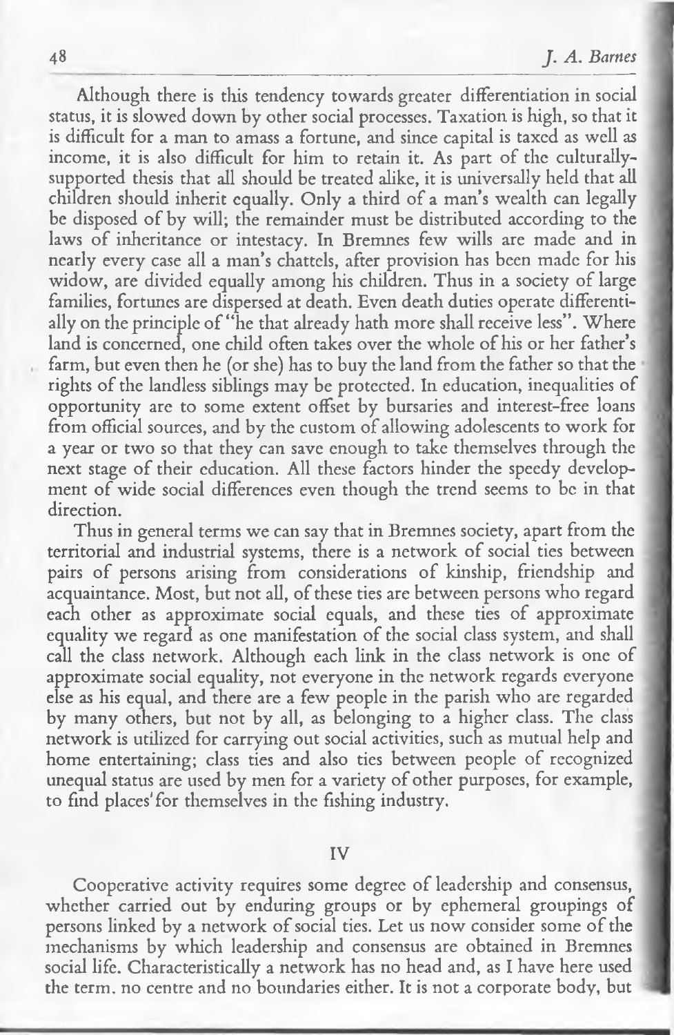Although there is this tendency towards greater differentiation in social status, it is slowed down by other social processes. Taxation is high, so that it is difficult for a man to amass a fortune, and since capital is taxed as well as income, it is also difficult for him to retain it. As part of the culturally-supported thesis that all should be treated alike, it is universally held that all children should inherit equally. Only a third of a man's wealth can legally be disposed of by will; the remainder must be distributed according to the laws of inheritance or intestacy. In Bremnes few wills are made and in nearly every case all a man's chattels, after provision has been made for his widow, are divided equally among his children. Thus in a society of large families, fortunes are dispersed at death. Even death duties operate differentially on the principle of "he that already hath more shall receive less". Where land is concerned, one child often takes over the whole of his or her father's farm, but even then he (or she) has to buy the land from the father so that the rights of the landless siblings may be protected. In education, inequalities of opportunity are to some extent offset by bursaries and interest-free loans from official sources, and by the custom of allowing adolescents to work for a year or two so that they can save enough to take themselves through the next stage of their education. All these factors hinder the speedy development of wide social differences even though the trend seems to be in that direction.

Thus in general terms we can say that in Bremnes society, apart from the territorial and industrial systems, there is a network of social ties between pairs of persons arising from considerations of kinship, friendship and acquaintance. Most, but not all, of these ties are between persons who regard each other as approximate social equals, and these ties of approximate equality we regard as one manifestation of the social class system, and shall call the class network. Although each link in the class network is one of approximate social equality, not everyone in the network regards everyone else as his equal, and there are a few people in the parish who are regarded by many others, but not by all, as belonging to a higher class. The class network is utilized for carrying out social activities, such as mutual help and home entertaining; class ties and also ties between people of recognized unequal status are used by men for a variety of other purposes, for example, to find places for themselves in the fishing industry.

## IV

Cooperative activity requires some degree of leadership and consensus, whether carried out by enduring groups or by ephemeral groupings of persons linked by a network of social ties. Let us now consider some of the mechanisms by which leadership and consensus are obtained in Bremnes social life. Characteristically a network has no head and, as I have here used the term, no centre and no boundaries either. It is not a corporate body, but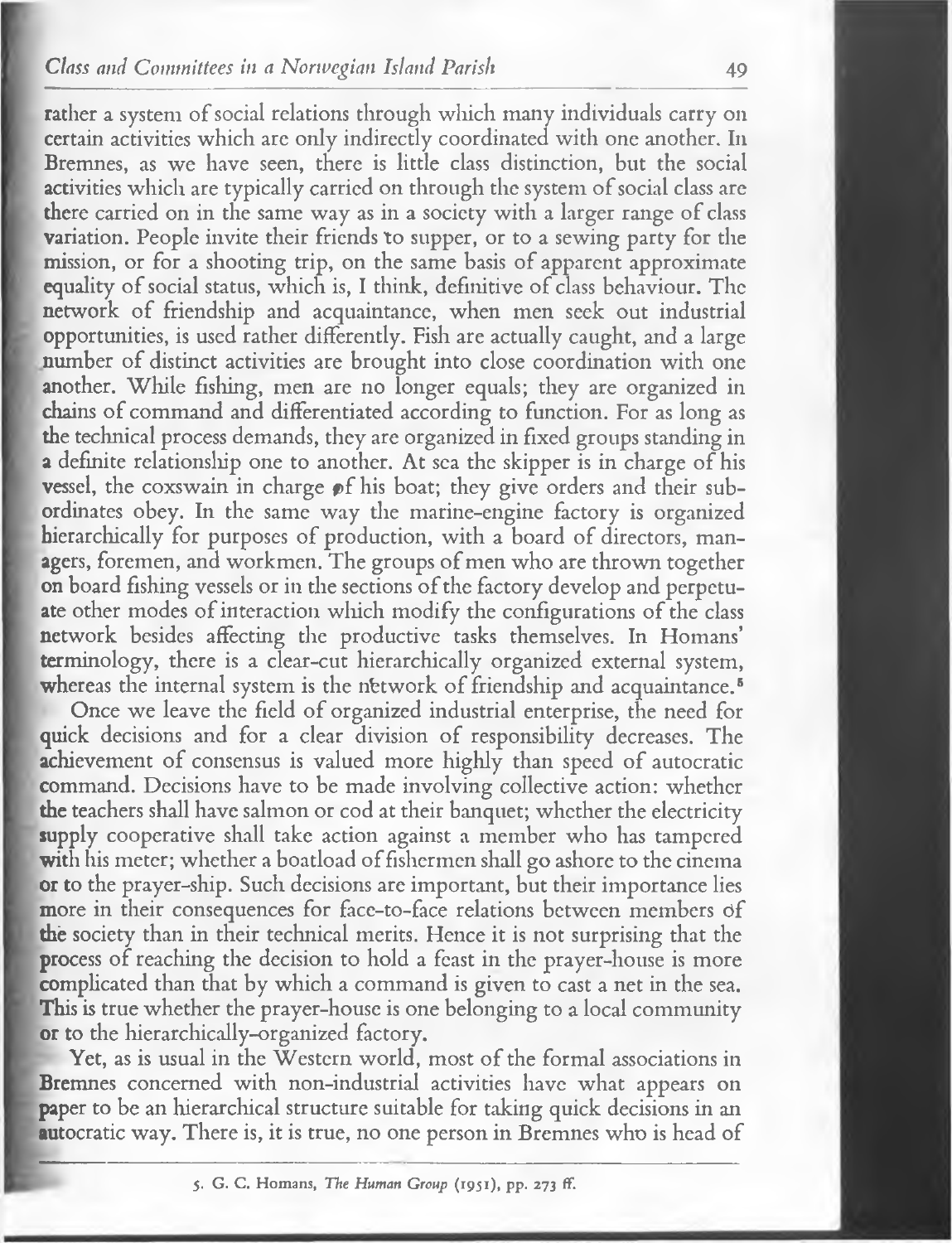rather a system of social relations through which many individuals carry on certain activities which are only indirectly coordinated with one another. In Bremnes, as we have seen, there is little class distinction, but the social activities which are typically carried on through the system of social class are there carried on in the same way as in a society with a larger range of class variation. People invite their friends to supper, or to a sewing party for the mission, or for a shooting trip, on the same basis of apparent approximate equality of social status, which is, I think, definitive of class behaviour. The network of friendship and acquaintance, when men seek out industrial opportunities, is used rather differently. Fish are actually caught, and a large number of distinct activities are brought into close coordination with one another. While fishing, men are no longer equals; they are organized in chains of command and differentiated according to function. For as long as the technical process demands, they are organized in fixed groups standing in a definite relationship one to another. At sea the skipper is in charge of his vessel, the coxswain in charge of his boat; they give orders and their subordinates obey. In the same way the marine-engine factory is organized hierarchically for purposes of production, with a board of directors, managers, foremen, and workmen. The groups of men who are thrown together on board fishing vessels or in the sections of the factory develop and perpetuate other modes of interaction which modify the configurations of the class network besides affecting the productive tasks themselves. In Homans' terminology, there is a clear-cut hierarchically organized external system, whereas the internal system is the network of friendship and acquaintance.[5]

Once we leave the field of organized industrial enterprise, the need for quick decisions and for a clear division of responsibility decreases. The achievement of consensus is valued more highly than speed of autocratic command. Decisions have to be made involving collective action: whether the teachers shall have salmon or cod at their banquet; whether the electricity supply cooperative shall take action against a member who has tampered with his meter; whether a boatload of fishermen shall go ashore to the cinema or to the prayer-ship. Such decisions are important, but their importance lies more in their consequences for face-to-face relations between members of the society than in their technical merits. Hence it is not surprising that the process of reaching the decision to hold a feast in the prayer-house is more complicated than that by which a command is given to cast a net in the sea. This is true whether the prayer-house is one belonging to a local community or to the hierarchically-organized factory.

Yet, as is usual in the Western world, most of the formal associations in Bremnes concerned with non-industrial activities have what appears on paper to be an hierarchical structure suitable for taking quick decisions in an autocratic way. There is, it is true, no one person in Bremnes who is head of

5. G. C. Homans, *The Human Group* (1951), pp. 273 ff.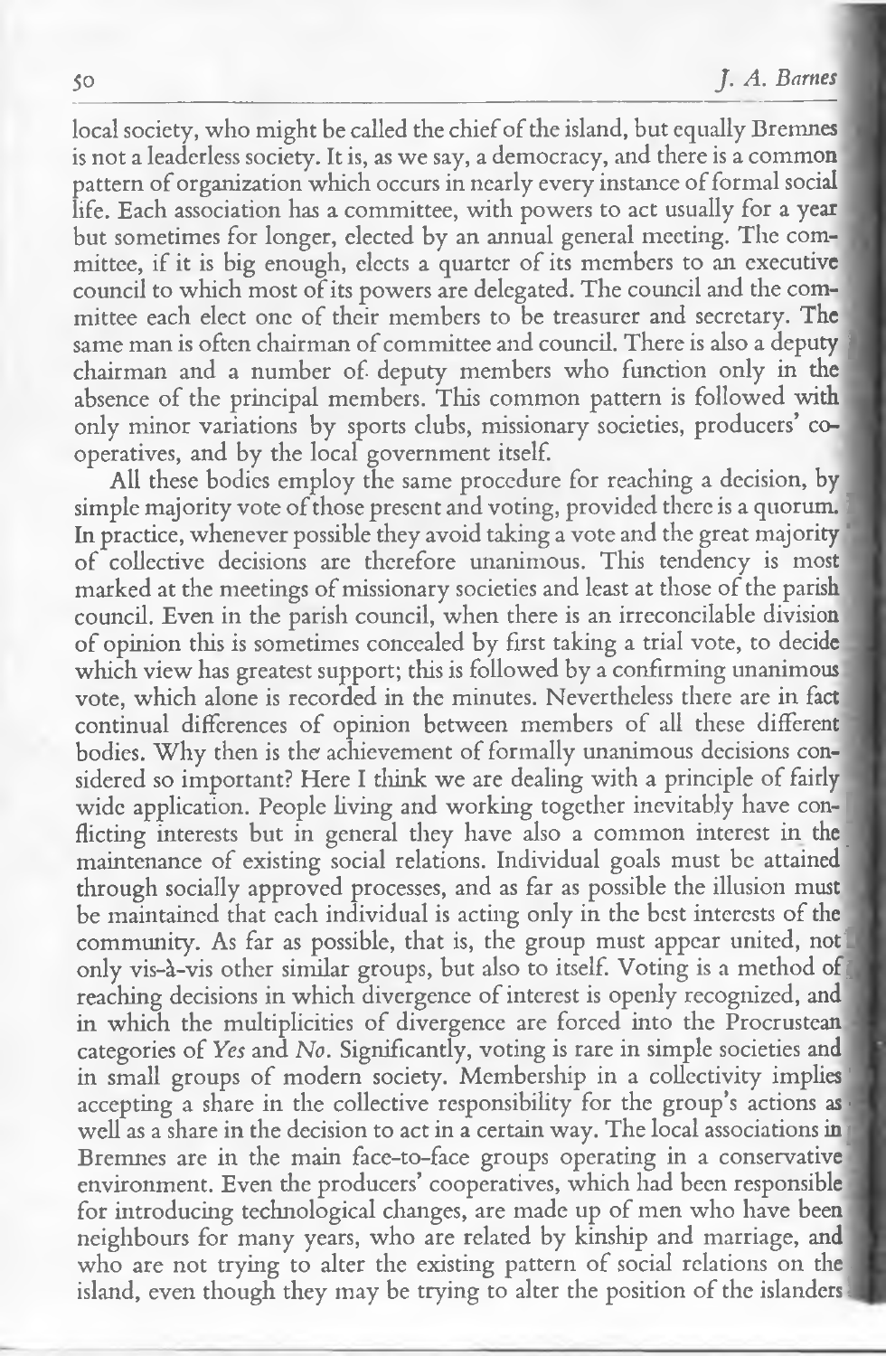local society, who might be called the chief of the island, but equally Bremnes is not a leaderless society. It is, as we say, a democracy, and there is a common pattern of organization which occurs in nearly every instance of formal social life. Each association has a committee, with powers to act usually for a year but sometimes for longer, elected by an annual general meeting. The committee, if it is big enough, elects a quarter of its members to an executive council to which most of its powers are delegated. The council and the committee each elect one of their members to be treasurer and secretary. The same man is often chairman of committee and council. There is also a deputy chairman and a number of deputy members who function only in the absence of the principal members. This common pattern is followed with only minor variations by sports clubs, missionary societies, producers' co-operatives, and by the local government itself.

All these bodies employ the same procedure for reaching a decision, by simple majority vote of those present and voting, provided there is a quorum. In practice, whenever possible they avoid taking a vote and the great majority of collective decisions are therefore unanimous. This tendency is most marked at the meetings of missionary societies and least at those of the parish council. Even in the parish council, when there is an irreconcilable division of opinion this is sometimes concealed by first taking a trial vote, to decide which view has greatest support; this is followed by a confirming unanimous vote, which alone is recorded in the minutes. Nevertheless there are in fact continual differences of opinion between members of all these different bodies. Why then is the achievement of formally unanimous decisions considered so important? Here I think we are dealing with a principle of fairly wide application. People living and working together inevitably have conflicting interests but in general they have also a common interest in the maintenance of existing social relations. Individual goals must be attained through socially approved processes, and as far as possible the illusion must be maintained that each individual is acting only in the best interests of the community. As far as possible, that is, the group must appear united, not only vis-à-vis other similar groups, but also to itself. Voting is a method of reaching decisions in which divergence of interest is openly recognized, and in which the multiplicities of divergence are forced into the Procrustean categories of *Yes* and *No*. Significantly, voting is rare in simple societies and in small groups of modern society. Membership in a collectivity implies accepting a share in the collective responsibility for the group's actions as well as a share in the decision to act in a certain way. The local associations in Bremnes are in the main face-to-face groups operating in a conservative environment. Even the producers' cooperatives, which had been responsible for introducing technological changes, are made up of men who have been neighbours for many years, who are related by kinship and marriage, and who are not trying to alter the existing pattern of social relations on the island, even though they may be trying to alter the position of the islanders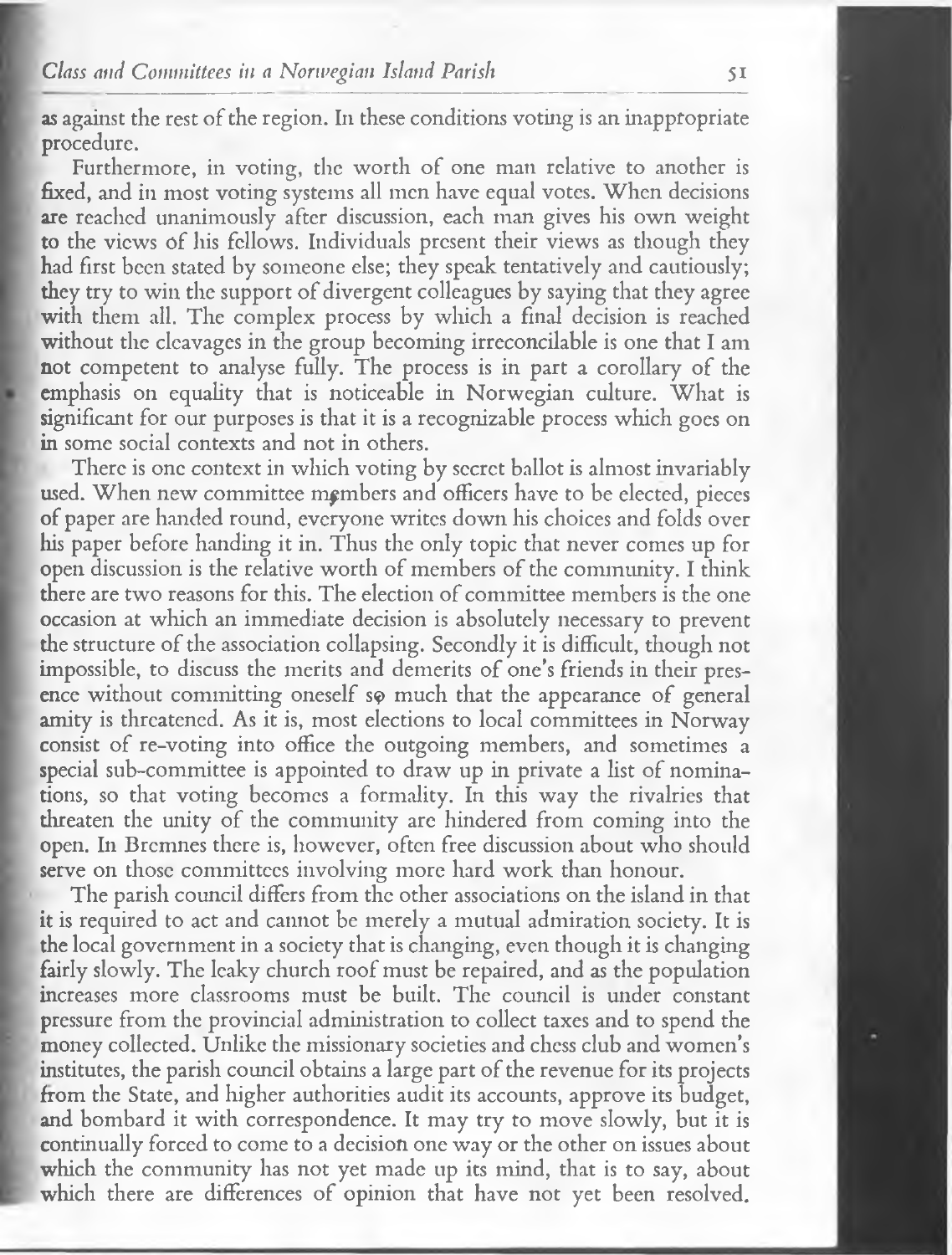as against the rest of the region. In these conditions voting is an inappropriate procedure.

Furthermore, in voting, the worth of one man relative to another is fixed, and in most voting systems all men have equal votes. When decisions are reached unanimously after discussion, each man gives his own weight to the views of his fellows. Individuals present their views as though they had first been stated by someone else; they speak tentatively and cautiously; they try to win the support of divergent colleagues by saying that they agree with them all. The complex process by which a final decision is reached without the cleavages in the group becoming irreconcilable is one that I am not competent to analyse fully. The process is in part a corollary of the emphasis on equality that is noticeable in Norwegian culture. What is significant for our purposes is that it is a recognizable process which goes on in some social contexts and not in others.

There is one context in which voting by secret ballot is almost invariably used. When new committee members and officers have to be elected, pieces of paper are handed round, everyone writes down his choices and folds over his paper before handing it in. Thus the only topic that never comes up for open discussion is the relative worth of members of the community. I think there are two reasons for this. The election of committee members is the one occasion at which an immediate decision is absolutely necessary to prevent the structure of the association collapsing. Secondly it is difficult, though not impossible, to discuss the merits and demerits of one's friends in their presence without committing oneself so much that the appearance of general amity is threatened. As it is, most elections to local committees in Norway consist of re-voting into office the outgoing members, and sometimes a special sub-committee is appointed to draw up in private a list of nominations, so that voting becomes a formality. In this way the rivalries that threaten the unity of the community are hindered from coming into the open. In Bremnes there is, however, often free discussion about who should serve on those committees involving more hard work than honour.

The parish council differs from the other associations on the island in that it is required to act and cannot be merely a mutual admiration society. It is the local government in a society that is changing, even though it is changing fairly slowly. The leaky church roof must be repaired, and as the population increases more classrooms must be built. The council is under constant pressure from the provincial administration to collect taxes and to spend the money collected. Unlike the missionary societies and chess club and women's institutes, the parish council obtains a large part of the revenue for its projects from the State, and higher authorities audit its accounts, approve its budget, and bombard it with correspondence. It may try to move slowly, but it is continually forced to come to a decision one way or the other on issues about which the community has not yet made up its mind, that is to say, about which there are differences of opinion that have not yet been resolved.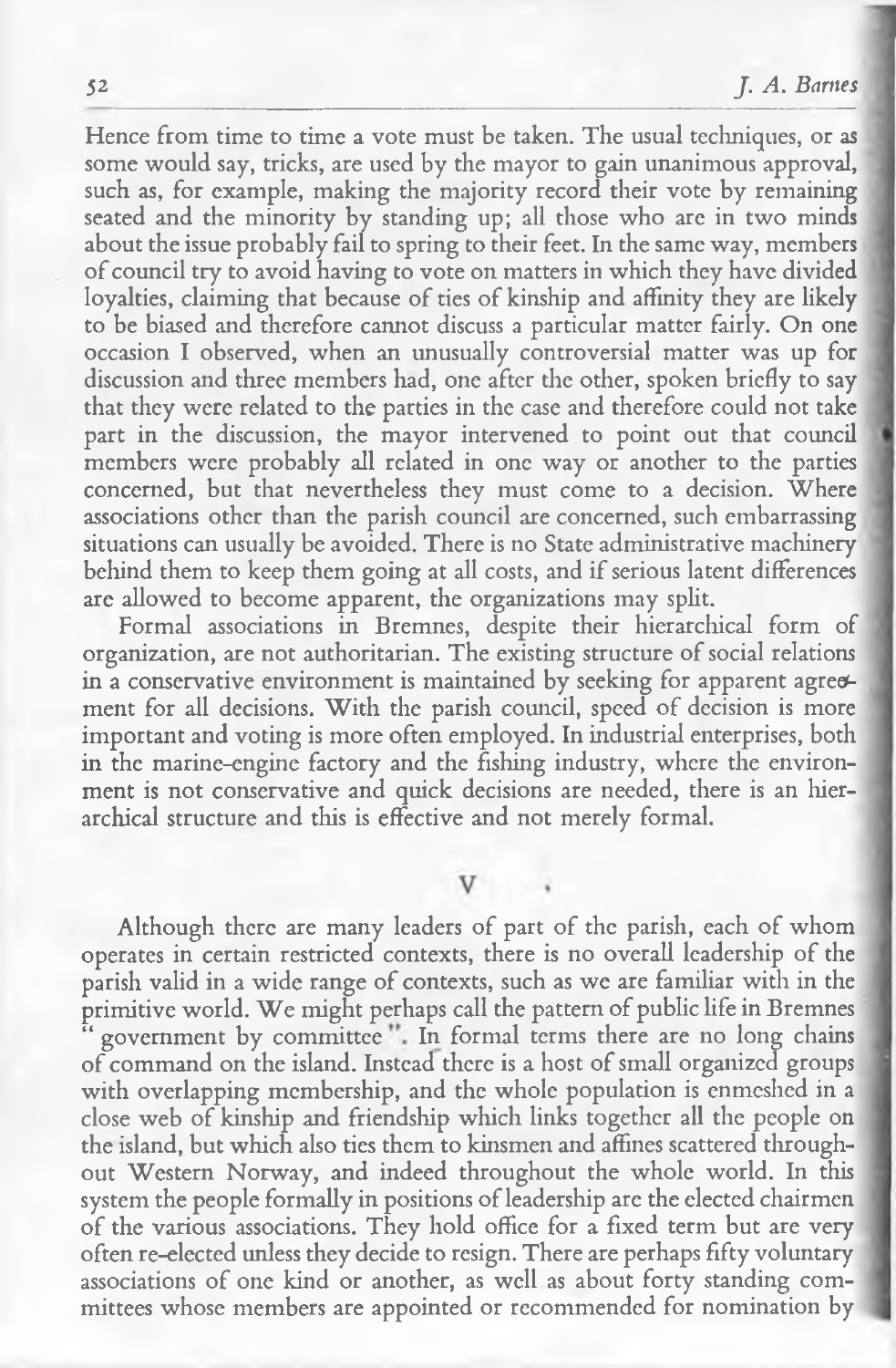Hence from time to time a vote must be taken. The usual techniques, or as some would say, tricks, are used by the mayor to gain unanimous approval, such as, for example, making the majority record their vote by remaining seated and the minority by standing up; all those who are in two minds about the issue probably fail to spring to their feet. In the same way, members of council try to avoid having to vote on matters in which they have divided loyalties, claiming that because of ties of kinship and affinity they are likely to be biased and therefore cannot discuss a particular matter fairly. On one occasion I observed, when an unusually controversial matter was up for discussion and three members had, one after the other, spoken briefly to say that they were related to the parties in the case and therefore could not take part in the discussion, the mayor intervened to point out that council members were probably all related in one way or another to the parties concerned, but that nevertheless they must come to a decision. Where associations other than the parish council are concerned, such embarrassing situations can usually be avoided. There is no State administrative machinery behind them to keep them going at all costs, and if serious latent differences are allowed to become apparent, the organizations may split.

Formal associations in Bremnes, despite their hierarchical form of organization, are not authoritarian. The existing structure of social relations in a conservative environment is maintained by seeking for apparent agreement for all decisions. With the parish council, speed of decision is more important and voting is more often employed. In industrial enterprises, both in the marine-engine factory and the fishing industry, where the environment is not conservative and quick decisions are needed, there is an hierarchical structure and this is effective and not merely formal.

## V

Although there are many leaders of part of the parish, each of whom operates in certain restricted contexts, there is no overall leadership of the parish valid in a wide range of contexts, such as we are familiar with in the primitive world. We might perhaps call the pattern of public life in Bremnes "government by committee". In formal terms there are no long chains of command on the island. Instead there is a host of small organized groups with overlapping membership, and the whole population is enmeshed in a close web of kinship and friendship which links together all the people on the island, but which also ties them to kinsmen and affines scattered throughout Western Norway, and indeed throughout the whole world. In this system the people formally in positions of leadership are the elected chairmen of the various associations. They hold office for a fixed term but are very often re-elected unless they decide to resign. There are perhaps fifty voluntary associations of one kind or another, as well as about forty standing committees whose members are appointed or recommended for nomination by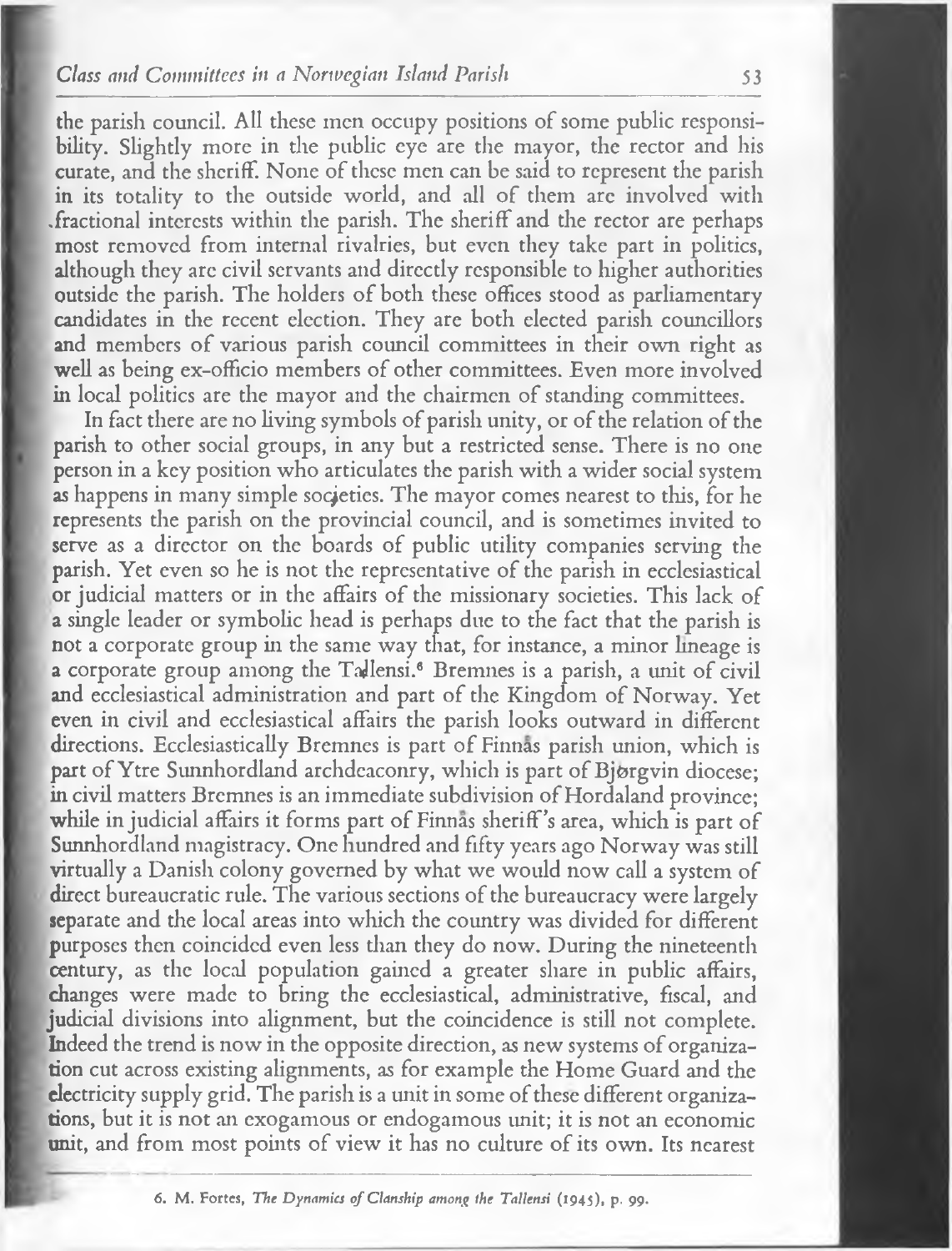the parish council. All these men occupy positions of some public responsibility. Slightly more in the public eye are the mayor, the rector and his curate, and the sheriff. None of these men can be said to represent the parish in its totality to the outside world, and all of them are involved with fractional interests within the parish. The sheriff and the rector are perhaps most removed from internal rivalries, but even they take part in politics, although they are civil servants and directly responsible to higher authorities outside the parish. The holders of both these offices stood as parliamentary candidates in the recent election. They are both elected parish councillors and members of various parish council committees in their own right as well as being ex-officio members of other committees. Even more involved in local politics are the mayor and the chairmen of standing committees.

In fact there are no living symbols of parish unity, or of the relation of the parish to other social groups, in any but a restricted sense. There is no one person in a key position who articulates the parish with a wider social system as happens in many simple societies. The mayor comes nearest to this, for he represents the parish on the provincial council, and is sometimes invited to serve as a director on the boards of public utility companies serving the parish. Yet even so he is not the representative of the parish in ecclesiastical or judicial matters or in the affairs of the missionary societies. This lack of a single leader or symbolic head is perhaps due to the fact that the parish is not a corporate group in the same way that, for instance, a minor lineage is a corporate group among the Tallensi.[6] Bremnes is a parish, a unit of civil and ecclesiastical administration and part of the Kingdom of Norway. Yet even in civil and ecclesiastical affairs the parish looks outward in different directions. Ecclesiastically Bremnes is part of Finnås parish union, which is part of Ytre Sunnhordland archdeaconry, which is part of Bjørgvin diocese; in civil matters Bremnes is an immediate subdivision of Hordaland province; while in judicial affairs it forms part of Finnås sheriff's area, which is part of Sunnhordland magistracy. One hundred and fifty years ago Norway was still virtually a Danish colony governed by what we would now call a system of direct bureaucratic rule. The various sections of the bureaucracy were largely separate and the local areas into which the country was divided for different purposes then coincided even less than they do now. During the nineteenth century, as the local population gained a greater share in public affairs, changes were made to bring the ecclesiastical, administrative, fiscal, and judicial divisions into alignment, but the coincidence is still not complete. Indeed the trend is now in the opposite direction, as new systems of organization cut across existing alignments, as for example the Home Guard and the electricity supply grid. The parish is a unit in some of these different organizations, but it is not an exogamous or endogamous unit; it is not an economic unit, and from most points of view it has no culture of its own. Its nearest

6. M. Fortes, *The Dynamics of Clanship among the Tallensi* (1945), p. 99.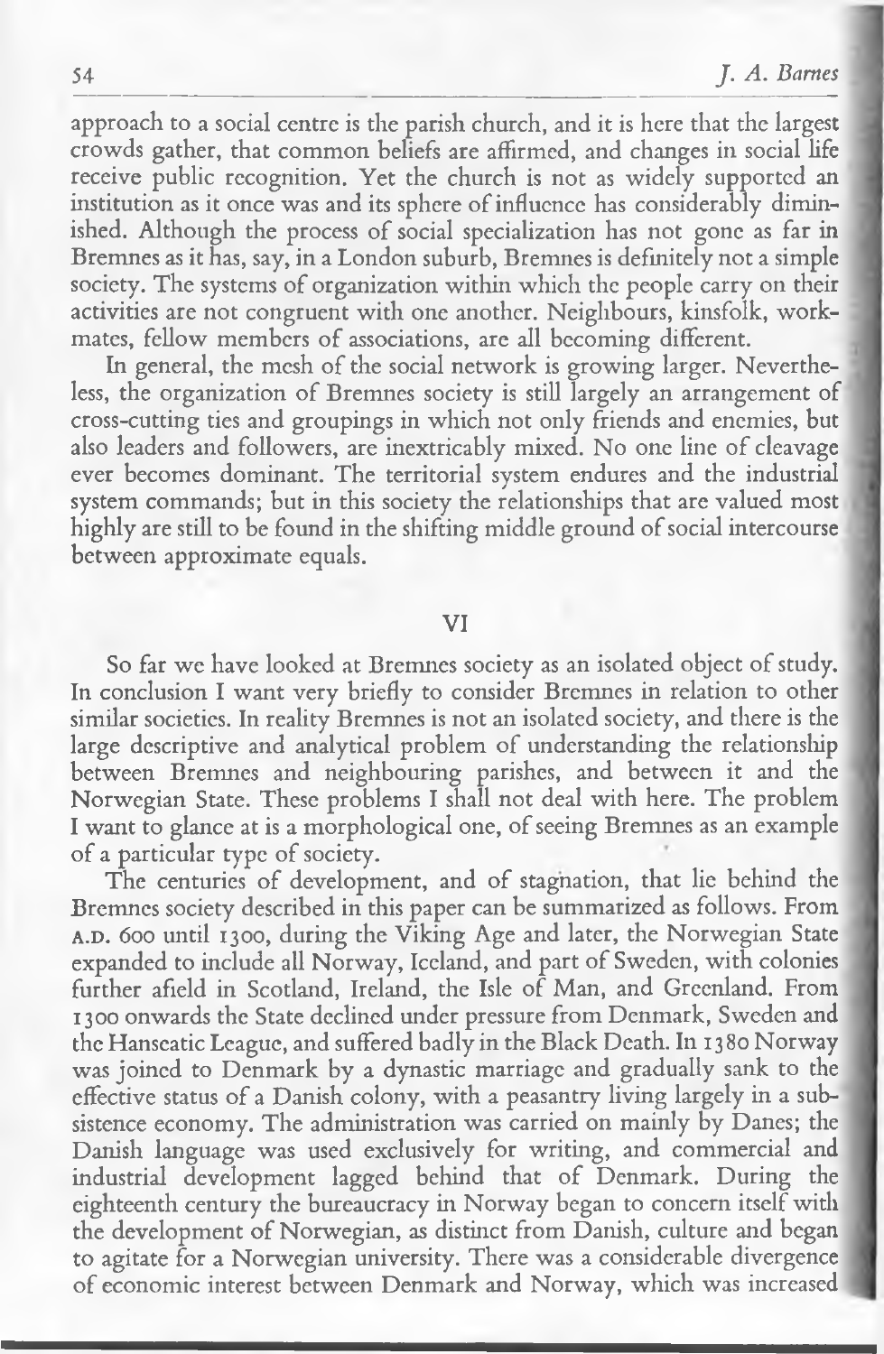approach to a social centre is the parish church, and it is here that the largest crowds gather, that common beliefs are affirmed, and changes in social life receive public recognition. Yet the church is not as widely supported an institution as it once was and its sphere of influence has considerably diminished. Although the process of social specialization has not gone as far in Bremnes as it has, say, in a London suburb, Bremnes is definitely not a simple society. The systems of organization within which the people carry on their activities are not congruent with one another. Neighbours, kinsfolk, workmates, fellow members of associations, are all becoming different.

In general, the mesh of the social network is growing larger. Nevertheless, the organization of Bremnes society is still largely an arrangement of cross-cutting ties and groupings in which not only friends and enemies, but also leaders and followers, are inextricably mixed. No one line of cleavage ever becomes dominant. The territorial system endures and the industrial system commands; but in this society the relationships that are valued most highly are still to be found in the shifting middle ground of social intercourse between approximate equals.

## VI

So far we have looked at Bremnes society as an isolated object of study. In conclusion I want very briefly to consider Bremnes in relation to other similar societies. In reality Bremnes is not an isolated society, and there is the large descriptive and analytical problem of understanding the relationship between Bremnes and neighbouring parishes, and between it and the Norwegian State. These problems I shall not deal with here. The problem I want to glance at is a morphological one, of seeing Bremnes as an example of a particular type of society.

The centuries of development, and of stagnation, that lie behind the Bremnes society described in this paper can be summarized as follows. From A.D. 600 until 1300, during the Viking Age and later, the Norwegian State expanded to include all Norway, Iceland, and part of Sweden, with colonies further afield in Scotland, Ireland, the Isle of Man, and Greenland. From 1300 onwards the State declined under pressure from Denmark, Sweden and the Hanseatic League, and suffered badly in the Black Death. In 1380 Norway was joined to Denmark by a dynastic marriage and gradually sank to the effective status of a Danish colony, with a peasantry living largely in a subsistence economy. The administration was carried on mainly by Danes; the Danish language was used exclusively for writing, and commercial and industrial development lagged behind that of Denmark. During the eighteenth century the bureaucracy in Norway began to concern itself with the development of Norwegian, as distinct from Danish, culture and began to agitate for a Norwegian university. There was a considerable divergence of economic interest between Denmark and Norway, which was increased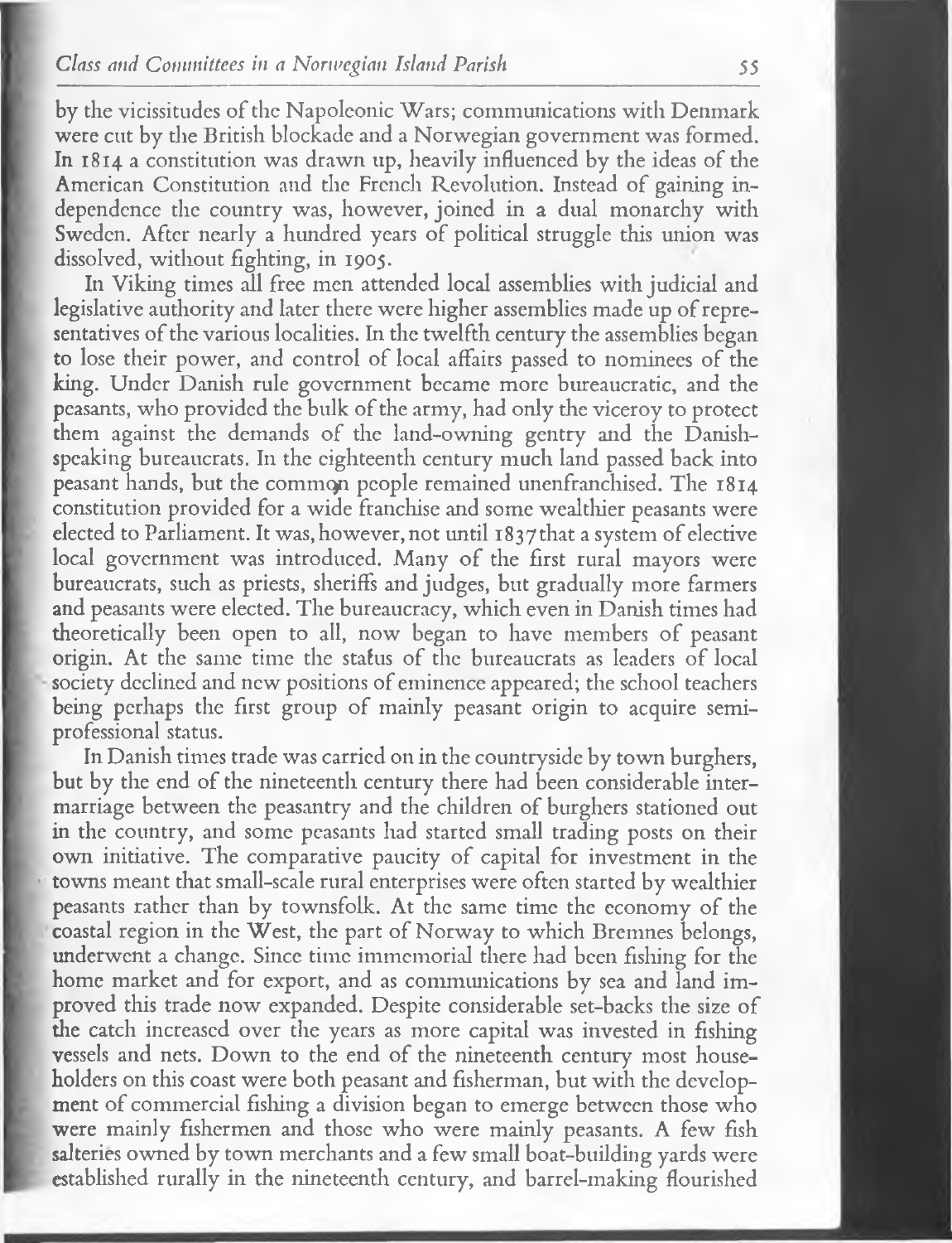by the vicissitudes of the Napoleonic Wars; communications with Denmark were cut by the British blockade and a Norwegian government was formed. In 1814 a constitution was drawn up, heavily influenced by the ideas of the American Constitution and the French Revolution. Instead of gaining independence the country was, however, joined in a dual monarchy with Sweden. After nearly a hundred years of political struggle this union was dissolved, without fighting, in 1905.

In Viking times all free men attended local assemblies with judicial and legislative authority and later there were higher assemblies made up of representatives of the various localities. In the twelfth century the assemblies began to lose their power, and control of local affairs passed to nominees of the king. Under Danish rule government became more bureaucratic, and the peasants, who provided the bulk of the army, had only the viceroy to protect them against the demands of the land-owning gentry and the Danish-speaking bureaucrats. In the eighteenth century much land passed back into peasant hands, but the common people remained unenfranchised. The 1814 constitution provided for a wide franchise and some wealthier peasants were elected to Parliament. It was, however, not until 1837 that a system of elective local government was introduced. Many of the first rural mayors were bureaucrats, such as priests, sheriffs and judges, but gradually more farmers and peasants were elected. The bureaucracy, which even in Danish times had theoretically been open to all, now began to have members of peasant origin. At the same time the status of the bureaucrats as leaders of local society declined and new positions of eminence appeared; the school teachers being perhaps the first group of mainly peasant origin to acquire semi-professional status.

In Danish times trade was carried on in the countryside by town burghers, but by the end of the nineteenth century there had been considerable intermarriage between the peasantry and the children of burghers stationed out in the country, and some peasants had started small trading posts on their own initiative. The comparative paucity of capital for investment in the towns meant that small-scale rural enterprises were often started by wealthier peasants rather than by townsfolk. At the same time the economy of the coastal region in the West, the part of Norway to which Bremnes belongs, underwent a change. Since time immemorial there had been fishing for the home market and for export, and as communications by sea and land improved this trade now expanded. Despite considerable set-backs the size of the catch increased over the years as more capital was invested in fishing vessels and nets. Down to the end of the nineteenth century most householders on this coast were both peasant and fisherman, but with the development of commercial fishing a division began to emerge between those who were mainly fishermen and those who were mainly peasants. A few fish salteries owned by town merchants and a few small boat-building yards were established rurally in the nineteenth century, and barrel-making flourished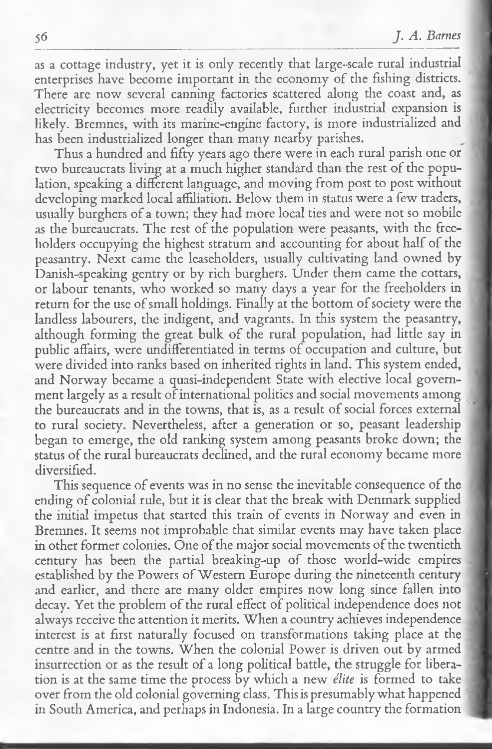as a cottage industry, yet it is only recently that large-scale rural industrial enterprises have become important in the economy of the fishing districts. There are now several canning factories scattered along the coast and, as electricity becomes more readily available, further industrial expansion is likely. Bremnes, with its marine-engine factory, is more industrialized and has been industrialized longer than many nearby parishes.

Thus a hundred and fifty years ago there were in each rural parish one or two bureaucrats living at a much higher standard than the rest of the population, speaking a different language, and moving from post to post without developing marked local affiliation. Below them in status were a few traders, usually burghers of a town; they had more local ties and were not so mobile as the bureaucrats. The rest of the population were peasants, with the freeholders occupying the highest stratum and accounting for about half of the peasantry. Next came the leaseholders, usually cultivating land owned by Danish-speaking gentry or by rich burghers. Under them came the cottars, or labour tenants, who worked so many days a year for the freeholders in return for the use of small holdings. Finally at the bottom of society were the landless labourers, the indigent, and vagrants. In this system the peasantry, although forming the great bulk of the rural population, had little say in public affairs, were undifferentiated in terms of occupation and culture, but were divided into ranks based on inherited rights in land. This system ended, and Norway became a quasi-independent State with elective local government largely as a result of international politics and social movements among the bureaucrats and in the towns, that is, as a result of social forces external to rural society. Nevertheless, after a generation or so, peasant leadership began to emerge, the old ranking system among peasants broke down; the status of the rural bureaucrats declined, and the rural economy became more diversified.

This sequence of events was in no sense the inevitable consequence of the ending of colonial rule, but it is clear that the break with Denmark supplied the initial impetus that started this train of events in Norway and even in Bremnes. It seems not improbable that similar events may have taken place in other former colonies. One of the major social movements of the twentieth century has been the partial breaking-up of those world-wide empires established by the Powers of Western Europe during the nineteenth century and earlier, and there are many older empires now long since fallen into decay. Yet the problem of the rural effect of political independence does not always receive the attention it merits. When a country achieves independence interest is at first naturally focused on transformations taking place at the centre and in the towns. When the colonial Power is driven out by armed insurrection or as the result of a long political battle, the struggle for liberation is at the same time the process by which a new *élite* is formed to take over from the old colonial governing class. This is presumably what happened in South America, and perhaps in Indonesia. In a large country the formation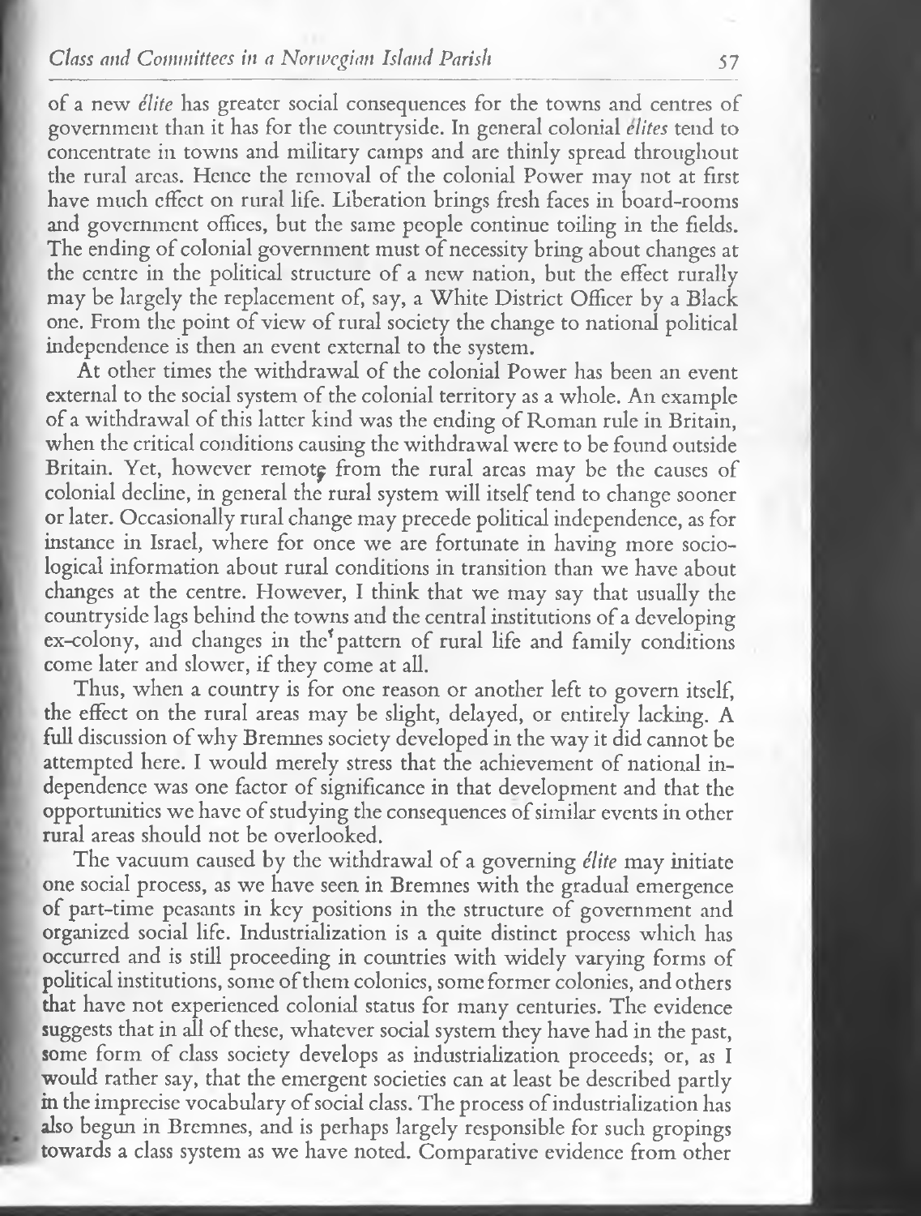of a new *élite* has greater social consequences for the towns and centres of government than it has for the countryside. In general colonial *élites* tend to concentrate in towns and military camps and are thinly spread throughout the rural areas. Hence the removal of the colonial Power may not at first have much effect on rural life. Liberation brings fresh faces in board-rooms and government offices, but the same people continue toiling in the fields. The ending of colonial government must of necessity bring about changes at the centre in the political structure of a new nation, but the effect rurally may be largely the replacement of, say, a White District Officer by a Black one. From the point of view of rural society the change to national political independence is then an event external to the system.

At other times the withdrawal of the colonial Power has been an event external to the social system of the colonial territory as a whole. An example of a withdrawal of this latter kind was the ending of Roman rule in Britain, when the critical conditions causing the withdrawal were to be found outside Britain. Yet, however remote from the rural areas may be the causes of colonial decline, in general the rural system will itself tend to change sooner or later. Occasionally rural change may precede political independence, as for instance in Israel, where for once we are fortunate in having more sociological information about rural conditions in transition than we have about changes at the centre. However, I think that we may say that usually the countryside lags behind the towns and the central institutions of a developing ex-colony, and changes in the pattern of rural life and family conditions come later and slower, if they come at all.

Thus, when a country is for one reason or another left to govern itself, the effect on the rural areas may be slight, delayed, or entirely lacking. A full discussion of why Bremnes society developed in the way it did cannot be attempted here. I would merely stress that the achievement of national independence was one factor of significance in that development and that the opportunities we have of studying the consequences of similar events in other rural areas should not be overlooked.

The vacuum caused by the withdrawal of a governing *élite* may initiate one social process, as we have seen in Bremnes with the gradual emergence of part-time peasants in key positions in the structure of government and organized social life. Industrialization is a quite distinct process which has occurred and is still proceeding in countries with widely varying forms of political institutions, some of them colonies, some former colonies, and others that have not experienced colonial status for many centuries. The evidence suggests that in all of these, whatever social system they have had in the past, some form of class society develops as industrialization proceeds; or, as I would rather say, that the emergent societies can at least be described partly in the imprecise vocabulary of social class. The process of industrialization has also begun in Bremnes, and is perhaps largely responsible for such gropings towards a class system as we have noted. Comparative evidence from other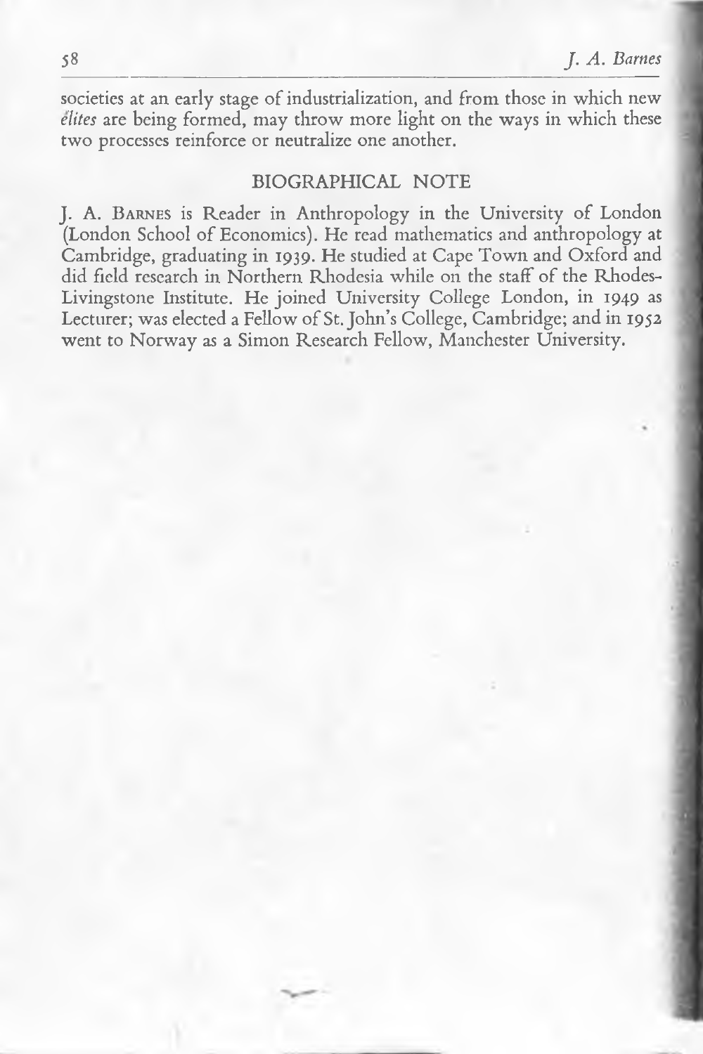societies at an early stage of industrialization, and from those in which new *élites* are being formed, may throw more light on the ways in which these two processes reinforce or neutralize one another.

## BIOGRAPHICAL NOTE

J. A. Barnes is Reader in Anthropology in the University of London (London School of Economics). He read mathematics and anthropology at Cambridge, graduating in 1939. He studied at Cape Town and Oxford and did field research in Northern Rhodesia while on the staff of the Rhodes-Livingstone Institute. He joined University College London, in 1949 as Lecturer; was elected a Fellow of St. John's College, Cambridge; and in 1952 went to Norway as a Simon Research Fellow, Manchester University.